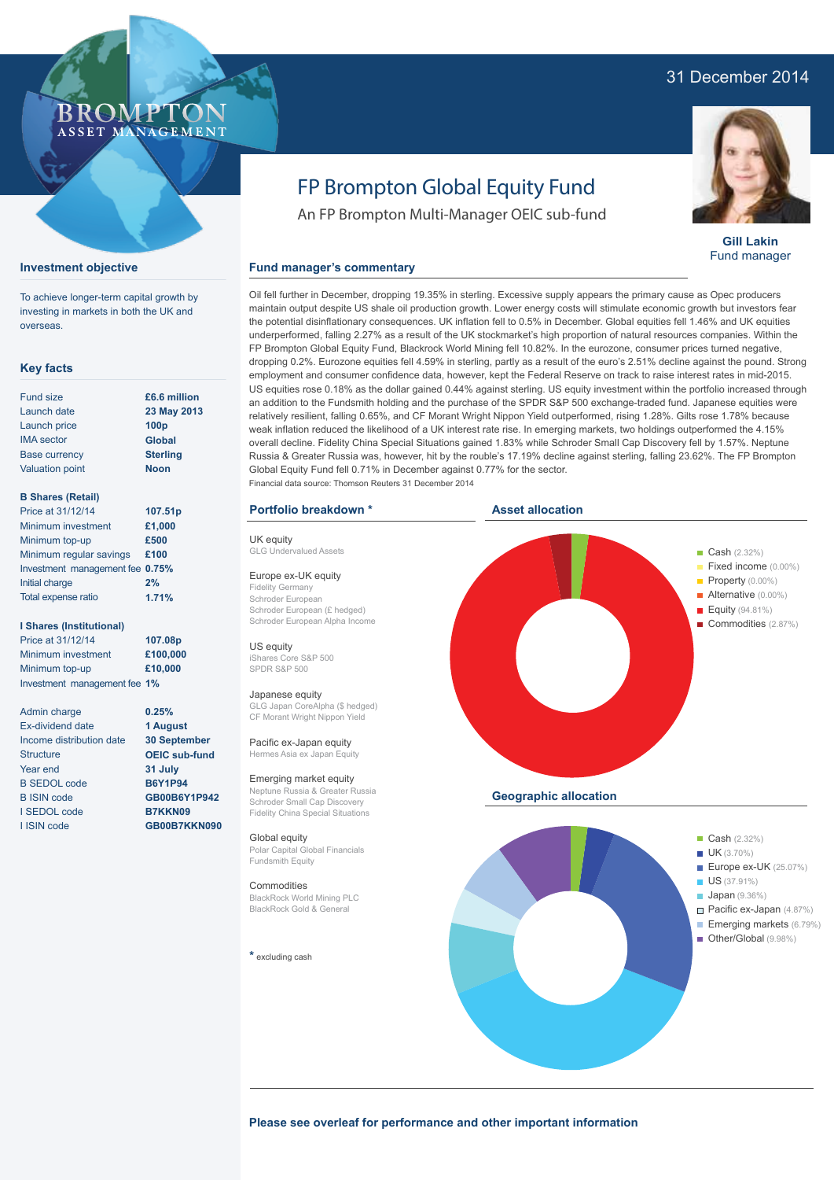31 December 2014

BROMPTON ASSET MANAGEMENT

# FP Brompton Global Equity Fund

An FP Brompton Multi-Manager OEIC sub-fund

**Gill Lakin**
Fund manager

## Investment objective

To achieve longer-term capital growth by investing in markets in both the UK and overseas.

## Key facts

| | |
|---|---|
| Fund size | £6.6 million |
| Launch date | 23 May 2013 |
| Launch price | 100p |
| IMA sector | Global |
| Base currency | Sterling |
| Valuation point | Noon |

**B Shares (Retail)**

| | |
|---|---|
| Price at 31/12/14 | 107.51p |
| Minimum investment | £1,000 |
| Minimum top-up | £500 |
| Minimum regular savings | £100 |
| Investment management fee | 0.75% |
| Initial charge | 2% |
| Total expense ratio | 1.71% |

**I Shares (Institutional)**

| | |
|---|---|
| Price at 31/12/14 | 107.08p |
| Minimum investment | £100,000 |
| Minimum top-up | £10,000 |
| Investment management fee | 1% |

| | |
|---|---|
| Admin charge | 0.25% |
| Ex-dividend date | 1 August |
| Income distribution date | 30 September |
| Structure | OEIC sub-fund |
| Year end | 31 July |
| B SEDOL code | B6Y1P94 |
| B ISIN code | GB00B6Y1P942 |
| I SEDOL code | B7KKN09 |
| I ISIN code | GB00B7KKN090 |

## Fund manager's commentary

Oil fell further in December, dropping 19.35% in sterling. Excessive supply appears the primary cause as Opec producers maintain output despite US shale oil production growth. Lower energy costs will stimulate economic growth but investors fear the potential disinflationary consequences. UK inflation fell to 0.5% in December. Global equities fell 1.46% and UK equities underperformed, falling 2.27% as a result of the UK stockmarket's high proportion of natural resources companies. Within the FP Brompton Global Equity Fund, Blackrock World Mining fell 10.82%. In the eurozone, consumer prices turned negative, dropping 0.2%. Eurozone equities fell 4.59% in sterling, partly as a result of the euro's 2.51% decline against the pound. Strong employment and consumer confidence data, however, kept the Federal Reserve on track to raise interest rates in mid-2015. US equities rose 0.18% as the dollar gained 0.44% against sterling. US equity investment within the portfolio increased through an addition to the Fundsmith holding and the purchase of the SPDR S&P 500 exchange-traded fund. Japanese equities were relatively resilient, falling 0.65%, and CF Morant Wright Nippon Yield outperformed, rising 1.28%. Gilts rose 1.78% because weak inflation reduced the likelihood of a UK interest rate rise. In emerging markets, two holdings outperformed the 4.15% overall decline. Fidelity China Special Situations gained 1.83% while Schroder Small Cap Discovery fell by 1.57%. Neptune Russia & Greater Russia was, however, hit by the rouble's 17.19% decline against sterling, falling 23.62%. The FP Brompton Global Equity Fund fell 0.71% in December against 0.77% for the sector.

Financial data source: Thomson Reuters 31 December 2014

## Portfolio breakdown *

**UK equity**
GLG Undervalued Assets

**Europe ex-UK equity**
Fidelity Germany
Schroder European
Schroder European (£ hedged)
Schroder European Alpha Income

**US equity**
iShares Core S&P 500
SPDR S&P 500

**Japanese equity**
GLG Japan CoreAlpha ($ hedged)
CF Morant Wright Nippon Yield

**Pacific ex-Japan equity**
Hermes Asia ex Japan Equity

**Emerging market equity**
Neptune Russia & Greater Russia
Schroder Small Cap Discovery
Fidelity China Special Situations

**Global equity**
Polar Capital Global Financials
Fundsmith Equity

**Commodities**
BlackRock World Mining PLC
BlackRock Gold & General

* excluding cash

## Asset allocation

- Cash (2.32%)
- Fixed income (0.00%)
- Property (0.00%)
- Alternative (0.00%)
- Equity (94.81%)
- Commodities (2.87%)

## Geographic allocation

- Cash (2.32%)
- UK (3.70%)
- Europe ex-UK (25.07%)
- US (37.91%)
- Japan (9.36%)
- Pacific ex-Japan (4.87%)
- Emerging markets (6.79%)
- Other/Global (9.98%)

**Please see overleaf for performance and other important information**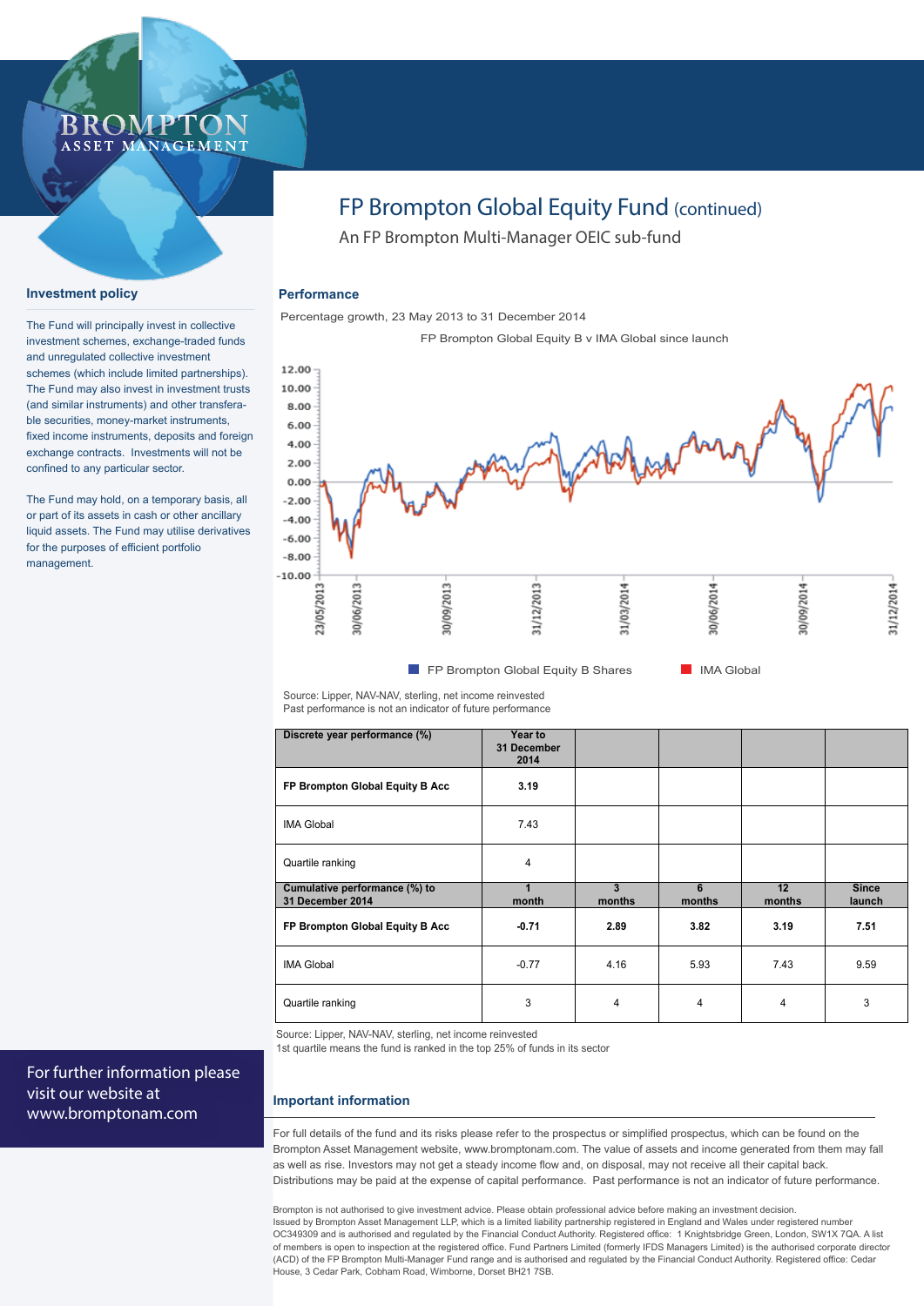BROMPTON
ASSET MANAGEMENT

# FP Brompton Global Equity Fund (continued)

An FP Brompton Multi-Manager OEIC sub-fund

## Investment policy

The Fund will principally invest in collective investment schemes, exchange-traded funds and unregulated collective investment schemes (which include limited partnerships). The Fund may also invest in investment trusts (and similar instruments) and other transferable securities, money-market instruments, fixed income instruments, deposits and foreign exchange contracts. Investments will not be confined to any particular sector.

The Fund may hold, on a temporary basis, all or part of its assets in cash or other ancillary liquid assets. The Fund may utilise derivatives for the purposes of efficient portfolio management.

For further information please visit our website at www.bromptonam.com

## Performance

Percentage growth, 23 May 2013 to 31 December 2014

FP Brompton Global Equity B v IMA Global since launch

12.00
10.00
8.00
6.00
4.00
2.00
0.00
-2.00
-4.00
-6.00
-8.00
-10.00

23/05/2013
30/06/2013
30/09/2013
31/12/2013
31/03/2014
30/06/2014
30/09/2014
31/12/2014

FP Brompton Global Equity B Shares
IMA Global

Source: Lipper, NAV-NAV, sterling, net income reinvested
Past performance is not an indicator of future performance

| Discrete year performance (%) | Year to 31 December 2014 | | | | |
|---|---|---|---|---|---|
| **FP Brompton Global Equity B Acc** | **3.19** | | | | |
| IMA Global | 7.43 | | | | |
| Quartile ranking | 4 | | | | |
| **Cumulative performance (%) to 31 December 2014** | **1 month** | **3 months** | **6 months** | **12 months** | **Since launch** |
| **FP Brompton Global Equity B Acc** | **-0.71** | **2.89** | **3.82** | **3.19** | **7.51** |
| IMA Global | -0.77 | 4.16 | 5.93 | 7.43 | 9.59 |
| Quartile ranking | 3 | 4 | 4 | 4 | 3 |

Source: Lipper, NAV-NAV, sterling, net income reinvested
1st quartile means the fund is ranked in the top 25% of funds in its sector

## Important information

For full details of the fund and its risks please refer to the prospectus or simplified prospectus, which can be found on the Brompton Asset Management website, www.bromptonam.com. The value of assets and income generated from them may fall as well as rise. Investors may not get a steady income flow and, on disposal, may not receive all their capital back. Distributions may be paid at the expense of capital performance. Past performance is not an indicator of future performance.

Brompton is not authorised to give investment advice. Please obtain professional advice before making an investment decision. Issued by Brompton Asset Management LLP, which is a limited liability partnership registered in England and Wales under registered number OC349309 and is authorised and regulated by the Financial Conduct Authority. Registered office: 1 Knightsbridge Green, London, SW1X 7QA. A list of members is open to inspection at the registered office. Fund Partners Limited (formerly IFDS Managers Limited) is the authorised corporate director (ACD) of the FP Brompton Multi-Manager Fund range and is authorised and regulated by the Financial Conduct Authority. Registered office: Cedar House, 3 Cedar Park, Cobham Road, Wimborne, Dorset BH21 7SB.